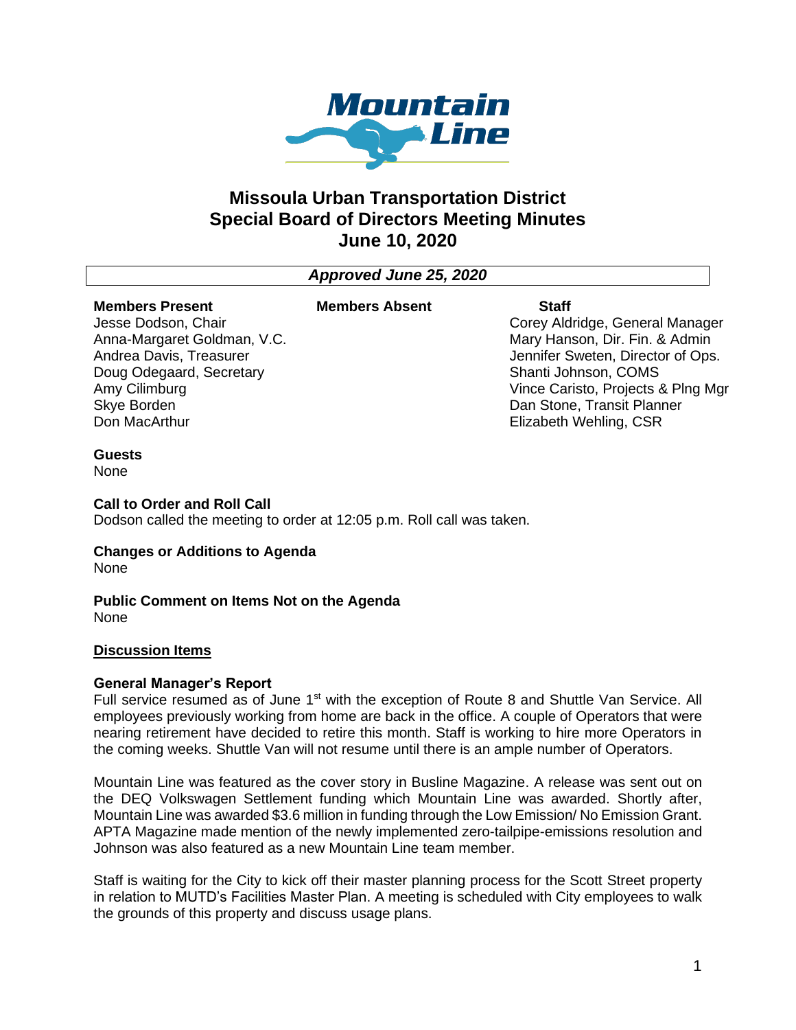# Missoula Urban Transportation District
# Special Board of Directors Meeting Minutes
# June 10, 2020

*Approved June 25, 2020*

| Members Present | Members Absent | Staff |
|---|---|---|
| Jesse Dodson, Chair | | Corey Aldridge, General Manager |
| Anna-Margaret Goldman, V.C. | | Mary Hanson, Dir. Fin. & Admin |
| Andrea Davis, Treasurer | | Jennifer Sweten, Director of Ops. |
| Doug Odegaard, Secretary | | Shanti Johnson, COMS |
| Amy Cilimburg | | Vince Caristo, Projects & Plng Mgr |
| Skye Borden | | Dan Stone, Transit Planner |
| Don MacArthur | | Elizabeth Wehling, CSR |

**Guests**
None

**Call to Order and Roll Call**
Dodson called the meeting to order at 12:05 p.m. Roll call was taken.

**Changes or Additions to Agenda**
None

**Public Comment on Items Not on the Agenda**
None

**Discussion Items**

**General Manager's Report**
Full service resumed as of June 1st with the exception of Route 8 and Shuttle Van Service. All employees previously working from home are back in the office. A couple of Operators that were nearing retirement have decided to retire this month. Staff is working to hire more Operators in the coming weeks. Shuttle Van will not resume until there is an ample number of Operators.

Mountain Line was featured as the cover story in Busline Magazine. A release was sent out on the DEQ Volkswagen Settlement funding which Mountain Line was awarded. Shortly after, Mountain Line was awarded $3.6 million in funding through the Low Emission/ No Emission Grant. APTA Magazine made mention of the newly implemented zero-tailpipe-emissions resolution and Johnson was also featured as a new Mountain Line team member.

Staff is waiting for the City to kick off their master planning process for the Scott Street property in relation to MUTD's Facilities Master Plan. A meeting is scheduled with City employees to walk the grounds of this property and discuss usage plans.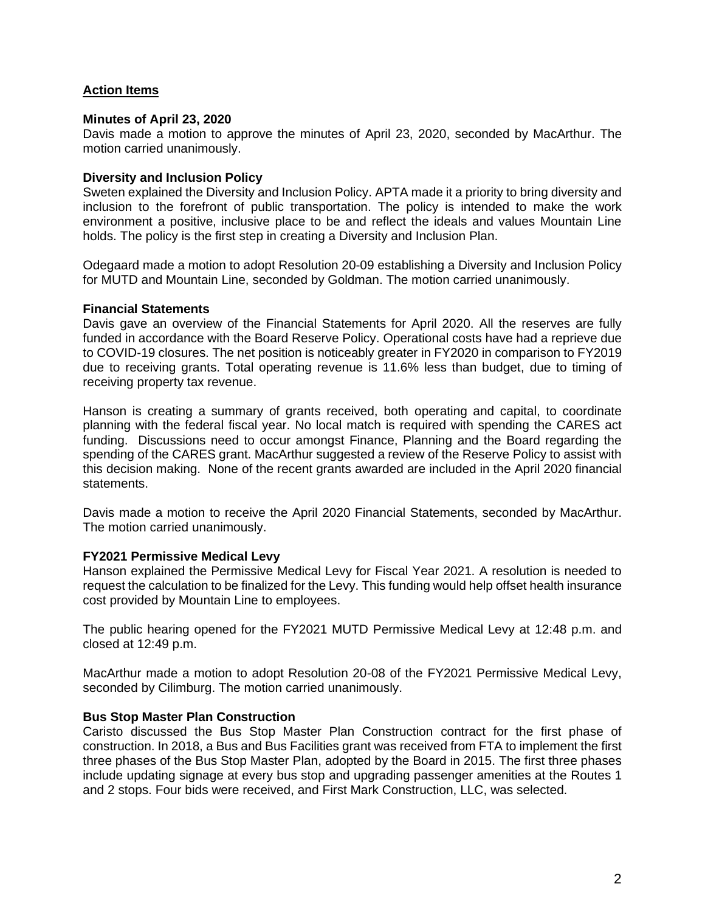## Action Items

### Minutes of April 23, 2020

Davis made a motion to approve the minutes of April 23, 2020, seconded by MacArthur. The motion carried unanimously.

### Diversity and Inclusion Policy

Sweten explained the Diversity and Inclusion Policy. APTA made it a priority to bring diversity and inclusion to the forefront of public transportation. The policy is intended to make the work environment a positive, inclusive place to be and reflect the ideals and values Mountain Line holds. The policy is the first step in creating a Diversity and Inclusion Plan.

Odegaard made a motion to adopt Resolution 20-09 establishing a Diversity and Inclusion Policy for MUTD and Mountain Line, seconded by Goldman. The motion carried unanimously.

### Financial Statements

Davis gave an overview of the Financial Statements for April 2020. All the reserves are fully funded in accordance with the Board Reserve Policy. Operational costs have had a reprieve due to COVID-19 closures. The net position is noticeably greater in FY2020 in comparison to FY2019 due to receiving grants. Total operating revenue is 11.6% less than budget, due to timing of receiving property tax revenue.

Hanson is creating a summary of grants received, both operating and capital, to coordinate planning with the federal fiscal year. No local match is required with spending the CARES act funding. Discussions need to occur amongst Finance, Planning and the Board regarding the spending of the CARES grant. MacArthur suggested a review of the Reserve Policy to assist with this decision making. None of the recent grants awarded are included in the April 2020 financial statements.

Davis made a motion to receive the April 2020 Financial Statements, seconded by MacArthur. The motion carried unanimously.

### FY2021 Permissive Medical Levy

Hanson explained the Permissive Medical Levy for Fiscal Year 2021. A resolution is needed to request the calculation to be finalized for the Levy. This funding would help offset health insurance cost provided by Mountain Line to employees.

The public hearing opened for the FY2021 MUTD Permissive Medical Levy at 12:48 p.m. and closed at 12:49 p.m.

MacArthur made a motion to adopt Resolution 20-08 of the FY2021 Permissive Medical Levy, seconded by Cilimburg. The motion carried unanimously.

### Bus Stop Master Plan Construction

Caristo discussed the Bus Stop Master Plan Construction contract for the first phase of construction. In 2018, a Bus and Bus Facilities grant was received from FTA to implement the first three phases of the Bus Stop Master Plan, adopted by the Board in 2015. The first three phases include updating signage at every bus stop and upgrading passenger amenities at the Routes 1 and 2 stops. Four bids were received, and First Mark Construction, LLC, was selected.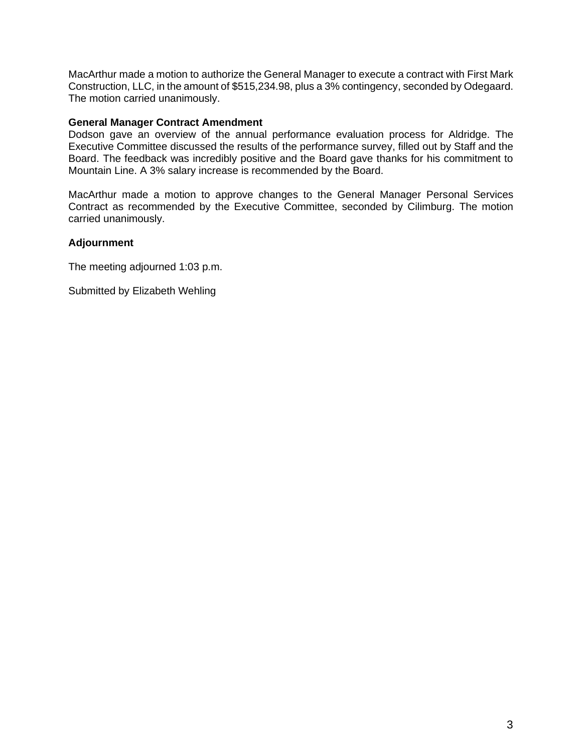MacArthur made a motion to authorize the General Manager to execute a contract with First Mark Construction, LLC, in the amount of $515,234.98, plus a 3% contingency, seconded by Odegaard. The motion carried unanimously.

**General Manager Contract Amendment**

Dodson gave an overview of the annual performance evaluation process for Aldridge. The Executive Committee discussed the results of the performance survey, filled out by Staff and the Board. The feedback was incredibly positive and the Board gave thanks for his commitment to Mountain Line. A 3% salary increase is recommended by the Board.

MacArthur made a motion to approve changes to the General Manager Personal Services Contract as recommended by the Executive Committee, seconded by Cilimburg. The motion carried unanimously.

**Adjournment**

The meeting adjourned 1:03 p.m.

Submitted by Elizabeth Wehling